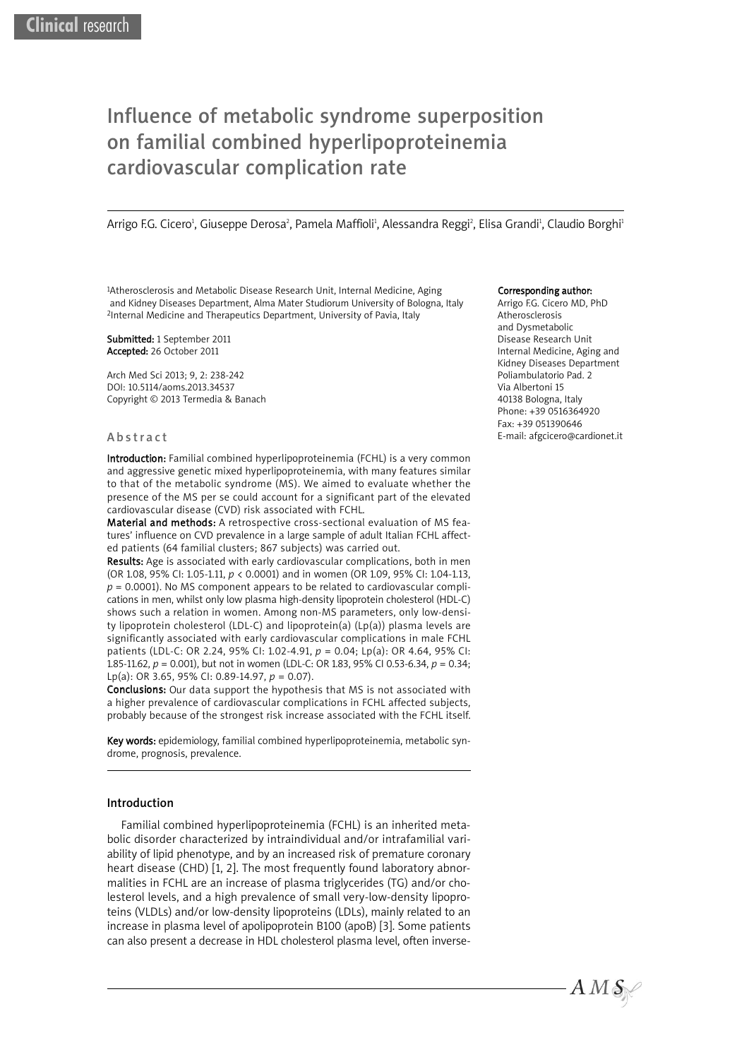Clinical research

# Influence of metabolic syndrome superposition on familial combined hyperlipoproteinemia cardiovascular complication rate

Arrigo F.G. Cicero[1], Giuseppe Derosa[2], Pamela Maffioli[1], Alessandra Reggi[2], Elisa Grandi[1], Claudio Borghi[1]

[1]Atherosclerosis and Metabolic Disease Research Unit, Internal Medicine, Aging and Kidney Diseases Department, Alma Mater Studiorum University of Bologna, Italy
[2]Internal Medicine and Therapeutics Department, University of Pavia, Italy

**Submitted:** 1 September 2011
**Accepted:** 26 October 2011

Arch Med Sci 2013; 9, 2: 238-242
DOI: 10.5114/aoms.2013.34537
Copyright © 2013 Termedia & Banach

**Corresponding author:**
Arrigo F.G. Cicero MD, PhD
Atherosclerosis and Dysmetabolic Disease Research Unit
Internal Medicine, Aging and Kidney Diseases Department
Poliambulatorio Pad. 2
Via Albertoni 15
40138 Bologna, Italy
Phone: +39 0516364920
Fax: +39 051390646
E-mail: afgcicero@cardionet.it

## Abstract

**Introduction:** Familial combined hyperlipoproteinemia (FCHL) is a very common and aggressive genetic mixed hyperlipoproteinemia, with many features similar to that of the metabolic syndrome (MS). We aimed to evaluate whether the presence of the MS per se could account for a significant part of the elevated cardiovascular disease (CVD) risk associated with FCHL.

**Material and methods:** A retrospective cross-sectional evaluation of MS features' influence on CVD prevalence in a large sample of adult Italian FCHL affected patients (64 familial clusters; 867 subjects) was carried out.

**Results:** Age is associated with early cardiovascular complications, both in men (OR 1.08, 95% CI: 1.05-1.11, $p < 0.0001$) and in women (OR 1.09, 95% CI: 1.04-1.13, $p = 0.0001$). No MS component appears to be related to cardiovascular complications in men, whilst only low plasma high-density lipoprotein cholesterol (HDL-C) shows such a relation in women. Among non-MS parameters, only low-density lipoprotein cholesterol (LDL-C) and lipoprotein(a) (Lp(a)) plasma levels are significantly associated with early cardiovascular complications in male FCHL patients (LDL-C: OR 2.24, 95% CI: 1.02-4.91, $p = 0.04$; Lp(a): OR 4.64, 95% CI: 1.85-11.62, $p = 0.001$), but not in women (LDL-C: OR 1.83, 95% CI 0.53-6.34, $p = 0.34$; Lp(a): OR 3.65, 95% CI: 0.89-14.97, $p = 0.07$).

**Conclusions:** Our data support the hypothesis that MS is not associated with a higher prevalence of cardiovascular complications in FCHL affected subjects, probably because of the strongest risk increase associated with the FCHL itself.

**Key words:** epidemiology, familial combined hyperlipoproteinemia, metabolic syndrome, prognosis, prevalence.

## Introduction

Familial combined hyperlipoproteinemia (FCHL) is an inherited metabolic disorder characterized by intraindividual and/or intrafamilial variability of lipid phenotype, and by an increased risk of premature coronary heart disease (CHD) [1, 2]. The most frequently found laboratory abnormalities in FCHL are an increase of plasma triglycerides (TG) and/or cholesterol levels, and a high prevalence of small very-low-density lipoproteins (VLDLs) and/or low-density lipoproteins (LDLs), mainly related to an increase in plasma level of apolipoprotein B100 (apoB) [3]. Some patients can also present a decrease in HDL cholesterol plasma level, often inverse-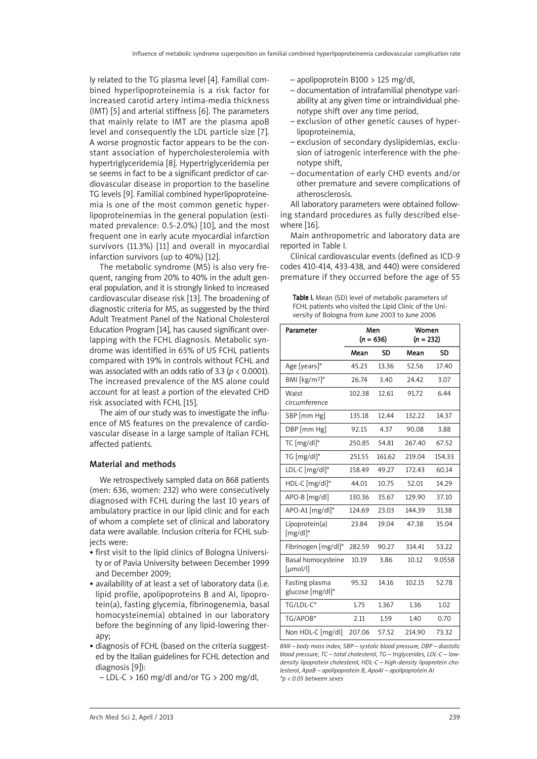ly related to the TG plasma level [4]. Familial combined hyperlipoproteinemia is a risk factor for increased carotid artery intima-media thickness (IMT) [5] and arterial stiffness [6]. The parameters that mainly relate to IMT are the plasma apoB level and consequently the LDL particle size [7]. A worse prognostic factor appears to be the constant association of hypercholesterolemia with hypertriglyceridemia [8]. Hypertriglyceridemia per se seems in fact to be a significant predictor of cardiovascular disease in proportion to the baseline TG levels [9]. Familial combined hyperlipoproteinemia is one of the most common genetic hyperlipoproteinemias in the general population (estimated prevalence: 0.5-2.0%) [10], and the most frequent one in early acute myocardial infarction survivors (11.3%) [11] and overall in myocardial infarction survivors (up to 40%) [12].

The metabolic syndrome (MS) is also very frequent, ranging from 20% to 40% in the adult general population, and it is strongly linked to increased cardiovascular disease risk [13]. The broadening of diagnostic criteria for MS, as suggested by the third Adult Treatment Panel of the National Cholesterol Education Program [14], has caused significant overlapping with the FCHL diagnosis. Metabolic syndrome was identified in 65% of US FCHL patients compared with 19% in controls without FCHL and was associated with an odds ratio of 3.3 ($p < 0.0001$). The increased prevalence of the MS alone could account for at least a portion of the elevated CHD risk associated with FCHL [15].

The aim of our study was to investigate the influence of MS features on the prevalence of cardiovascular disease in a large sample of Italian FCHL affected patients.

## Material and methods

We retrospectively sampled data on 868 patients (men: 636, women: 232) who were consecutively diagnosed with FCHL during the last 10 years of ambulatory practice in our lipid clinic and for each of whom a complete set of clinical and laboratory data were available. Inclusion criteria for FCHL subjects were:

- first visit to the lipid clinics of Bologna University or of Pavia University between December 1999 and December 2009;
- availability of at least a set of laboratory data (i.e. lipid profile, apolipoproteins B and AI, lipoprotein(a), fasting glycemia, fibrinogenemia, basal homocysteinemia) obtained in our laboratory before the beginning of any lipid-lowering therapy;
- diagnosis of FCHL (based on the criteria suggested by the Italian guidelines for FCHL detection and diagnosis [9]):
  - LDL-C > 160 mg/dl and/or TG > 200 mg/dl,
  - apolipoprotein B100 > 125 mg/dl,
  - documentation of intrafamilial phenotype variability at any given time or intraindividual phenotype shift over any time period,
  - exclusion of other genetic causes of hyperlipoproteinemia,
  - exclusion of secondary dyslipidemias, exclusion of iatrogenic interference with the phenotype shift,
  - documentation of early CHD events and/or other premature and severe complications of atherosclerosis.

All laboratory parameters were obtained following standard procedures as fully described elsewhere [16].

Main anthropometric and laboratory data are reported in Table I.

Clinical cardiovascular events (defined as ICD-9 codes 410-414, 433-438, and 440) were considered premature if they occurred before the age of 55

**Table I.** Mean (SD) level of metabolic parameters of FCHL patients who visited the Lipid Clinic of the University of Bologna from June 2003 to June 2006

| Parameter | Men (*n* = 636) | | Women (*n* = 232) | |
|---|---|---|---|---|
| | Mean | SD | Mean | SD |
| Age [years]* | 45.23 | 13.36 | 52.56 | 17.40 |
| BMI [kg/m²]* | 26.74 | 3.40 | 24.42 | 3.07 |
| Waist circumference | 102.38 | 12.61 | 91.72 | 6.44 |
| SBP [mm Hg] | 135.18 | 12.44 | 132.22 | 14.37 |
| DBP [mm Hg] | 92.15 | 4.37 | 90.08 | 3.88 |
| TC [mg/dl]* | 250.85 | 54.81 | 267.40 | 67.52 |
| TG [mg/dl]* | 251.55 | 161.62 | 219.04 | 154.33 |
| LDL-C [mg/dl]* | 158.49 | 49.27 | 172.43 | 60.14 |
| HDL-C [mg/dl]* | 44.01 | 10.75 | 52.01 | 14.29 |
| APO-B [mg/dl] | 130.36 | 35.67 | 129.90 | 37.10 |
| APO-A1 [mg/dl]* | 124.69 | 23.03 | 144.39 | 31.38 |
| Lipoprotein(a) [mg/dl]* | 23.84 | 19.04 | 47.38 | 35.04 |
| Fibrinogen [mg/dl]* | 282.59 | 90.27 | 314.41 | 53.22 |
| Basal homocysteine [μmol/l] | 10.19 | 3.86 | 10.12 | 9.0558 |
| Fasting plasma glucose [mg/dl]* | 95.32 | 14.16 | 102.15 | 52.78 |
| TG/LDL-C* | 1.75 | 1.367 | 1.36 | 1.02 |
| TG/APOB* | 2.11 | 1.59 | 1.40 | 0.70 |
| Non HDL-C [mg/dl] | 207.06 | 57.52 | 214.90 | 73.32 |

*BMI – body mass index, SBP – systolic blood pressure, DBP – diastolic blood pressure, TC – total cholesterol, TG – triglycerides, LDL-C – low-density lipoprotein cholesterol, HDL-C – high-density lipoprotein cholesterol, ApoB – apolipoprotein B, ApoAI – apolipoprotein AI*
*\*p < 0.05 between sexes*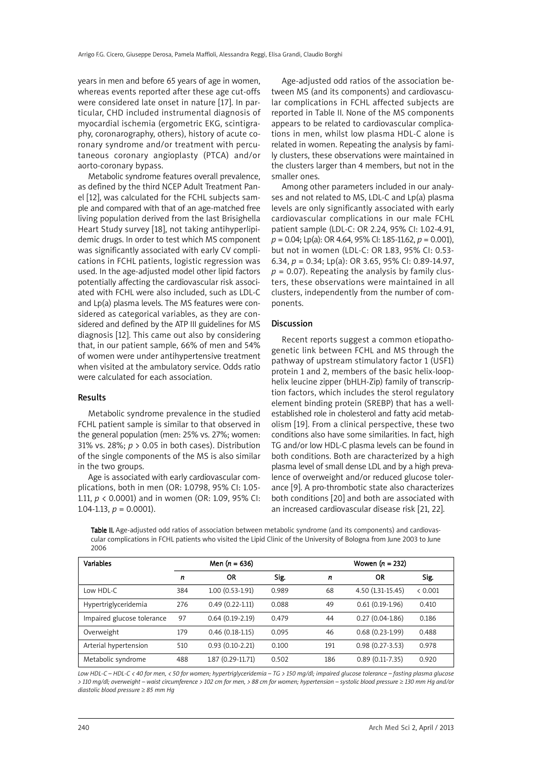years in men and before 65 years of age in women, whereas events reported after these age cut-offs were considered late onset in nature [17]. In particular, CHD included instrumental diagnosis of myocardial ischemia (ergometric EKG, scintigraphy, coronarography, others), history of acute coronary syndrome and/or treatment with percutaneous coronary angioplasty (PTCA) and/or aorto-coronary bypass.

Metabolic syndrome features overall prevalence, as defined by the third NCEP Adult Treatment Panel [12], was calculated for the FCHL subjects sample and compared with that of an age-matched free living population derived from the last Brisighella Heart Study survey [18], not taking antihyperlipidemic drugs. In order to test which MS component was significantly associated with early CV complications in FCHL patients, logistic regression was used. In the age-adjusted model other lipid factors potentially affecting the cardiovascular risk associated with FCHL were also included, such as LDL-C and Lp(a) plasma levels. The MS features were considered as categorical variables, as they are considered and defined by the ATP III guidelines for MS diagnosis [12]. This came out also by considering that, in our patient sample, 66% of men and 54% of women were under antihypertensive treatment when visited at the ambulatory service. Odds ratio were calculated for each association.

## Results

Metabolic syndrome prevalence in the studied FCHL patient sample is similar to that observed in the general population (men: 25% vs. 27%; women: 31% vs. 28%; $p > 0.05$ in both cases). Distribution of the single components of the MS is also similar in the two groups.

Age is associated with early cardiovascular complications, both in men (OR: 1.0798, 95% CI: 1.05-1.11, $p < 0.0001$) and in women (OR: 1.09, 95% CI: 1.04-1.13, $p = 0.0001$).

Age-adjusted odd ratios of the association between MS (and its components) and cardiovascular complications in FCHL affected subjects are reported in Table II. None of the MS components appears to be related to cardiovascular complications in men, whilst low plasma HDL-C alone is related in women. Repeating the analysis by family clusters, these observations were maintained in the clusters larger than 4 members, but not in the smaller ones.

Among other parameters included in our analyses and not related to MS, LDL-C and Lp(a) plasma levels are only significantly associated with early cardiovascular complications in our male FCHL patient sample (LDL-C: OR 2.24, 95% CI: 1.02-4.91, $p = 0.04$; Lp(a): OR 4.64, 95% CI: 1.85-11.62, $p = 0.001$), but not in women (LDL-C: OR 1.83, 95% CI: 0.53-6.34, $p = 0.34$; Lp(a): OR 3.65, 95% CI: 0.89-14.97, $p = 0.07$). Repeating the analysis by family clusters, these observations were maintained in all clusters, independently from the number of components.

## Discussion

Recent reports suggest a common etiopathogenetic link between FCHL and MS through the pathway of upstream stimulatory factor 1 (USF1) protein 1 and 2, members of the basic helix-loop-helix leucine zipper (bHLH-Zip) family of transcription factors, which includes the sterol regulatory element binding protein (SREBP) that has a well-established role in cholesterol and fatty acid metabolism [19]. From a clinical perspective, these two conditions also have some similarities. In fact, high TG and/or low HDL-C plasma levels can be found in both conditions. Both are characterized by a high plasma level of small dense LDL and by a high prevalence of overweight and/or reduced glucose tolerance [9]. A pro-thrombotic state also characterizes both conditions [20] and both are associated with an increased cardiovascular disease risk [21, 22].

**Table II.** Age-adjusted odd ratios of association between metabolic syndrome (and its components) and cardiovascular complications in FCHL patients who visited the Lipid Clinic of the University of Bologna from June 2003 to June 2006

| Variables | Men ($n$ = 636) | | | Wowen ($n$ = 232) | | |
|---|---|---|---|---|---|---|
| | $n$ | OR | Sig. | $n$ | OR | Sig. |
| Low HDL-C | 384 | 1.00 (0.53-1.91) | 0.989 | 68 | 4.50 (1.31-15.45) | < 0.001 |
| Hypertriglyceridemia | 276 | 0.49 (0.22-1.11) | 0.088 | 49 | 0.61 (0.19-1.96) | 0.410 |
| Impaired glucose tolerance | 97 | 0.64 (0.19-2.19) | 0.479 | 44 | 0.27 (0.04-1.86) | 0.186 |
| Overweight | 179 | 0.46 (0.18-1.15) | 0.095 | 46 | 0.68 (0.23-1.99) | 0.488 |
| Arterial hypertension | 510 | 0.93 (0.10-2.21) | 0.100 | 191 | 0.98 (0.27-3.53) | 0.978 |
| Metabolic syndrome | 488 | 1.87 (0.29-11.71) | 0.502 | 186 | 0.89 (0.11-7.35) | 0.920 |

*Low HDL-C – HDL-C < 40 for men, < 50 for women; hypertriglyceridemia – TG > 150 mg/dl; impaired glucose tolerance – fasting plasma glucose > 110 mg/dl; overweight – waist circumference > 102 cm for men, > 88 cm for women; hypertension – systolic blood pressure ≥ 130 mm Hg and/or diastolic blood pressure ≥ 85 mm Hg*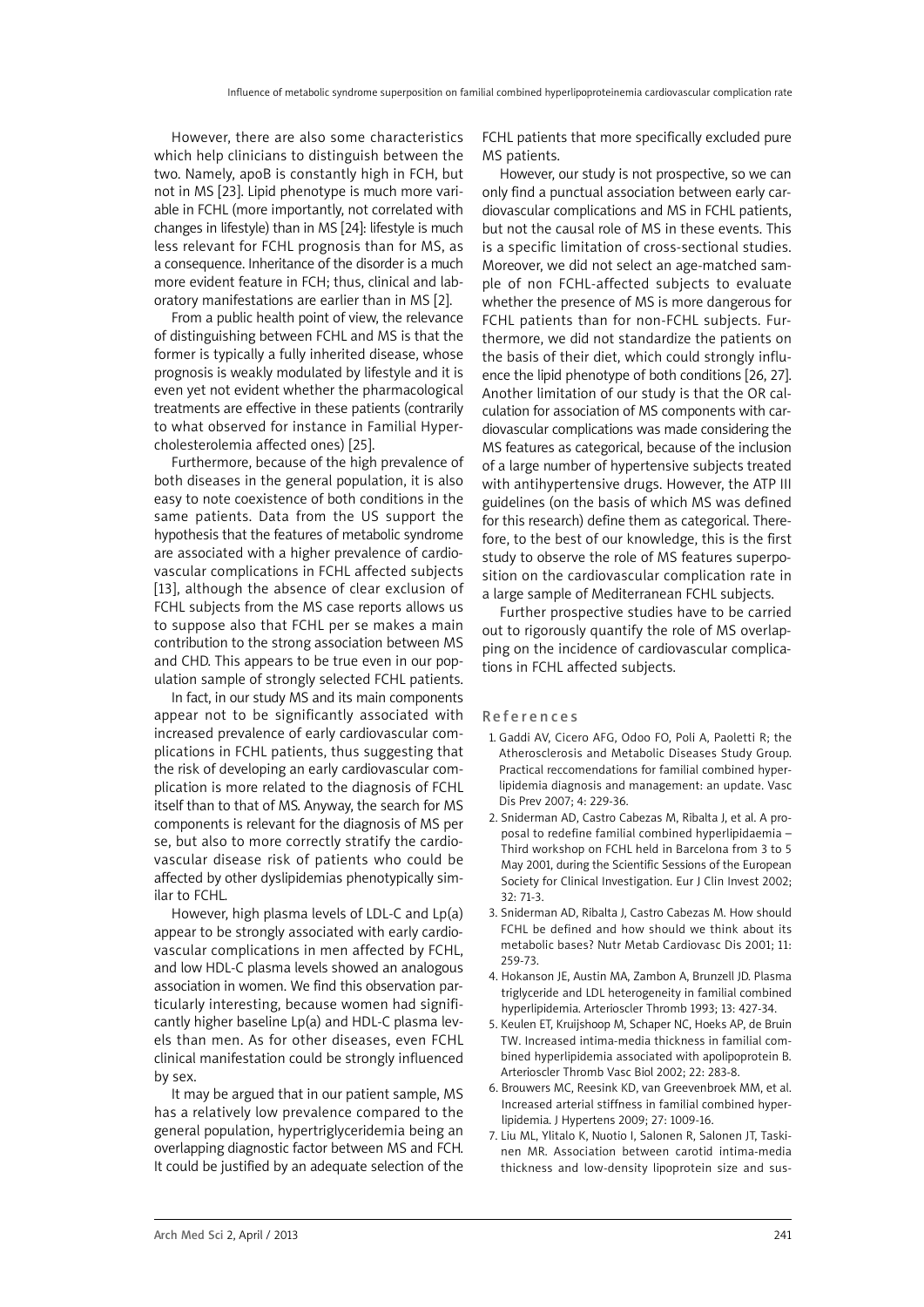However, there are also some characteristics which help clinicians to distinguish between the two. Namely, apoB is constantly high in FCH, but not in MS [23]. Lipid phenotype is much more variable in FCHL (more importantly, not correlated with changes in lifestyle) than in MS [24]: lifestyle is much less relevant for FCHL prognosis than for MS, as a consequence. Inheritance of the disorder is a much more evident feature in FCH; thus, clinical and laboratory manifestations are earlier than in MS [2].

From a public health point of view, the relevance of distinguishing between FCHL and MS is that the former is typically a fully inherited disease, whose prognosis is weakly modulated by lifestyle and it is even yet not evident whether the pharmacological treatments are effective in these patients (contrarily to what observed for instance in Familial Hypercholesterolemia affected ones) [25].

Furthermore, because of the high prevalence of both diseases in the general population, it is also easy to note coexistence of both conditions in the same patients. Data from the US support the hypothesis that the features of metabolic syndrome are associated with a higher prevalence of cardiovascular complications in FCHL affected subjects [13], although the absence of clear exclusion of FCHL subjects from the MS case reports allows us to suppose also that FCHL per se makes a main contribution to the strong association between MS and CHD. This appears to be true even in our population sample of strongly selected FCHL patients.

In fact, in our study MS and its main components appear not to be significantly associated with increased prevalence of early cardiovascular complications in FCHL patients, thus suggesting that the risk of developing an early cardiovascular complication is more related to the diagnosis of FCHL itself than to that of MS. Anyway, the search for MS components is relevant for the diagnosis of MS per se, but also to more correctly stratify the cardiovascular disease risk of patients who could be affected by other dyslipidemias phenotypically similar to FCHL.

However, high plasma levels of LDL-C and Lp(a) appear to be strongly associated with early cardiovascular complications in men affected by FCHL, and low HDL-C plasma levels showed an analogous association in women. We find this observation particularly interesting, because women had significantly higher baseline Lp(a) and HDL-C plasma levels than men. As for other diseases, even FCHL clinical manifestation could be strongly influenced by sex.

It may be argued that in our patient sample, MS has a relatively low prevalence compared to the general population, hypertriglyceridemia being an overlapping diagnostic factor between MS and FCH. It could be justified by an adequate selection of the FCHL patients that more specifically excluded pure MS patients.

However, our study is not prospective, so we can only find a punctual association between early cardiovascular complications and MS in FCHL patients, but not the causal role of MS in these events. This is a specific limitation of cross-sectional studies. Moreover, we did not select an age-matched sample of non FCHL-affected subjects to evaluate whether the presence of MS is more dangerous for FCHL patients than for non-FCHL subjects. Furthermore, we did not standardize the patients on the basis of their diet, which could strongly influence the lipid phenotype of both conditions [26, 27]. Another limitation of our study is that the OR calculation for association of MS components with cardiovascular complications was made considering the MS features as categorical, because of the inclusion of a large number of hypertensive subjects treated with antihypertensive drugs. However, the ATP III guidelines (on the basis of which MS was defined for this research) define them as categorical. Therefore, to the best of our knowledge, this is the first study to observe the role of MS features superposition on the cardiovascular complication rate in a large sample of Mediterranean FCHL subjects.

Further prospective studies have to be carried out to rigorously quantify the role of MS overlapping on the incidence of cardiovascular complications in FCHL affected subjects.

## References

1. Gaddi AV, Cicero AFG, Odoo FO, Poli A, Paoletti R; the Atherosclerosis and Metabolic Diseases Study Group. Practical reccomendations for familial combined hyperlipidemia diagnosis and management: an update. Vasc Dis Prev 2007; 4: 229-36.
2. Sniderman AD, Castro Cabezas M, Ribalta J, et al. A proposal to redefine familial combined hyperlipidaemia – Third workshop on FCHL held in Barcelona from 3 to 5 May 2001, during the Scientific Sessions of the European Society for Clinical Investigation. Eur J Clin Invest 2002; 32: 71-3.
3. Sniderman AD, Ribalta J, Castro Cabezas M. How should FCHL be defined and how should we think about its metabolic bases? Nutr Metab Cardiovasc Dis 2001; 11: 259-73.
4. Hokanson JE, Austin MA, Zambon A, Brunzell JD. Plasma triglyceride and LDL heterogeneity in familial combined hyperlipidemia. Arterioscler Thromb 1993; 13: 427-34.
5. Keulen ET, Kruijshoop M, Schaper NC, Hoeks AP, de Bruin TW. Increased intima-media thickness in familial combined hyperlipidemia associated with apolipoprotein B. Arterioscler Thromb Vasc Biol 2002; 22: 283-8.
6. Brouwers MC, Reesink KD, van Greevenbroek MM, et al. Increased arterial stiffness in familial combined hyperlipidemia. J Hypertens 2009; 27: 1009-16.
7. Liu ML, Ylitalo K, Nuotio I, Salonen R, Salonen JT, Taskinen MR. Association between carotid intima-media thickness and low-density lipoprotein size and sus-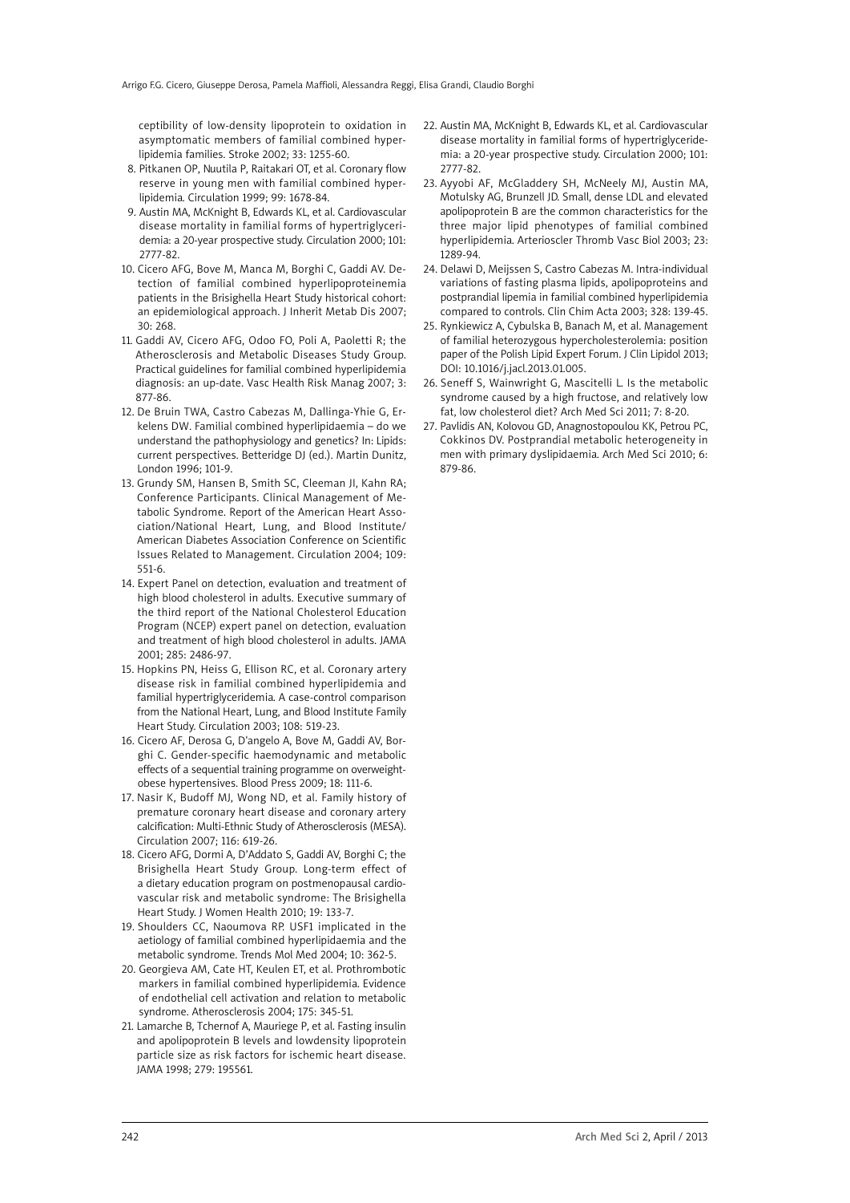ceptibility of low-density lipoprotein to oxidation in asymptomatic members of familial combined hyperlipidemia families. Stroke 2002; 33: 1255-60.

8. Pitkanen OP, Nuutila P, Raitakari OT, et al. Coronary flow reserve in young men with familial combined hyperlipidemia. Circulation 1999; 99: 1678-84.
9. Austin MA, McKnight B, Edwards KL, et al. Cardiovascular disease mortality in familial forms of hypertriglyceridemia: a 20-year prospective study. Circulation 2000; 101: 2777-82.
10. Cicero AFG, Bove M, Manca M, Borghi C, Gaddi AV. Detection of familial combined hyperlipoproteinemia patients in the Brisighella Heart Study historical cohort: an epidemiological approach. J Inherit Metab Dis 2007; 30: 268.
11. Gaddi AV, Cicero AFG, Odoo FO, Poli A, Paoletti R; the Atherosclerosis and Metabolic Diseases Study Group. Practical guidelines for familial combined hyperlipidemia diagnosis: an up-date. Vasc Health Risk Manag 2007; 3: 877-86.
12. De Bruin TWA, Castro Cabezas M, Dallinga-Yhie G, Erkelens DW. Familial combined hyperlipidaemia – do we understand the pathophysiology and genetics? In: Lipids: current perspectives. Betteridge DJ (ed.). Martin Dunitz, London 1996; 101-9.
13. Grundy SM, Hansen B, Smith SC, Cleeman JI, Kahn RA; Conference Participants. Clinical Management of Metabolic Syndrome. Report of the American Heart Association/National Heart, Lung, and Blood Institute/American Diabetes Association Conference on Scientific Issues Related to Management. Circulation 2004; 109: 551-6.
14. Expert Panel on detection, evaluation and treatment of high blood cholesterol in adults. Executive summary of the third report of the National Cholesterol Education Program (NCEP) expert panel on detection, evaluation and treatment of high blood cholesterol in adults. JAMA 2001; 285: 2486-97.
15. Hopkins PN, Heiss G, Ellison RC, et al. Coronary artery disease risk in familial combined hyperlipidemia and familial hypertriglyceridemia. A case-control comparison from the National Heart, Lung, and Blood Institute Family Heart Study. Circulation 2003; 108: 519-23.
16. Cicero AF, Derosa G, D'angelo A, Bove M, Gaddi AV, Borghi C. Gender-specific haemodynamic and metabolic effects of a sequential training programme on overweight-obese hypertensives. Blood Press 2009; 18: 111-6.
17. Nasir K, Budoff MJ, Wong ND, et al. Family history of premature coronary heart disease and coronary artery calcification: Multi-Ethnic Study of Atherosclerosis (MESA). Circulation 2007; 116: 619-26.
18. Cicero AFG, Dormi A, D'Addato S, Gaddi AV, Borghi C; the Brisighella Heart Study Group. Long-term effect of a dietary education program on postmenopausal cardiovascular risk and metabolic syndrome: The Brisighella Heart Study. J Women Health 2010; 19: 133-7.
19. Shoulders CC, Naoumova RP. USF1 implicated in the aetiology of familial combined hyperlipidaemia and the metabolic syndrome. Trends Mol Med 2004; 10: 362-5.
20. Georgieva AM, Cate HT, Keulen ET, et al. Prothrombotic markers in familial combined hyperlipidemia. Evidence of endothelial cell activation and relation to metabolic syndrome. Atherosclerosis 2004; 175: 345-51.
21. Lamarche B, Tchernof A, Mauriege P, et al. Fasting insulin and apolipoprotein B levels and lowdensity lipoprotein particle size as risk factors for ischemic heart disease. JAMA 1998; 279: 195561.
22. Austin MA, McKnight B, Edwards KL, et al. Cardiovascular disease mortality in familial forms of hypertriglyceridemia: a 20-year prospective study. Circulation 2000; 101: 2777-82.
23. Ayyobi AF, McGladdery SH, McNeely MJ, Austin MA, Motulsky AG, Brunzell JD. Small, dense LDL and elevated apolipoprotein B are the common characteristics for the three major lipid phenotypes of familial combined hyperlipidemia. Arterioscler Thromb Vasc Biol 2003; 23: 1289-94.
24. Delawi D, Meijssen S, Castro Cabezas M. Intra-individual variations of fasting plasma lipids, apolipoproteins and postprandial lipemia in familial combined hyperlipidemia compared to controls. Clin Chim Acta 2003; 328: 139-45.
25. Rynkiewicz A, Cybulska B, Banach M, et al. Management of familial heterozygous hypercholesterolemia: position paper of the Polish Lipid Expert Forum. J Clin Lipidol 2013; DOI: 10.1016/j.jacl.2013.01.005.
26. Seneff S, Wainwright G, Mascitelli L. Is the metabolic syndrome caused by a high fructose, and relatively low fat, low cholesterol diet? Arch Med Sci 2011; 7: 8-20.
27. Pavlidis AN, Kolovou GD, Anagnostopoulou KK, Petrou PC, Cokkinos DV. Postprandial metabolic heterogeneity in men with primary dyslipidaemia. Arch Med Sci 2010; 6: 879-86.